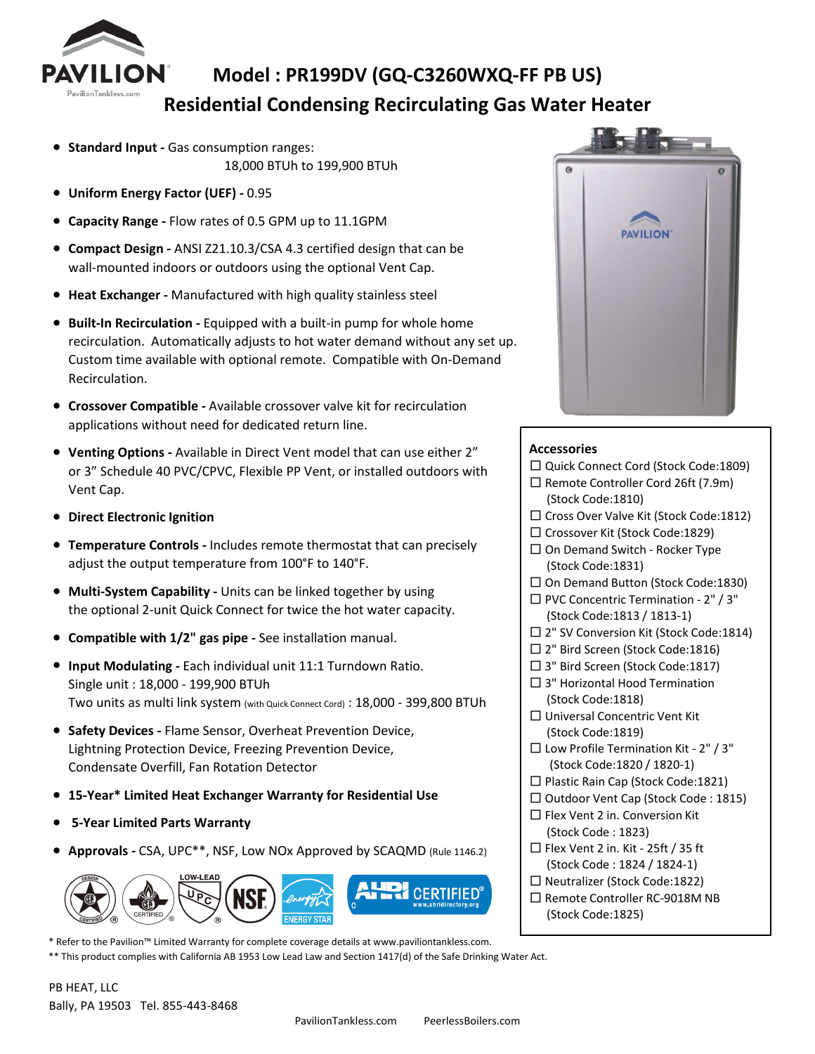# Model : PR199DV (GQ-C3260WXQ-FF PB US)

## Residential Condensing Recirculating Gas Water Heater

- **Standard Input -** Gas consumption ranges: 18,000 BTUh to 199,900 BTUh
- **Uniform Energy Factor (UEF) -** 0.95
- **Capacity Range -** Flow rates of 0.5 GPM up to 11.1GPM
- **Compact Design -** ANSI Z21.10.3/CSA 4.3 certified design that can be wall-mounted indoors or outdoors using the optional Vent Cap.
- **Heat Exchanger -** Manufactured with high quality stainless steel
- **Built-In Recirculation -** Equipped with a built-in pump for whole home recirculation. Automatically adjusts to hot water demand without any set up. Custom time available with optional remote. Compatible with On-Demand Recirculation.
- **Crossover Compatible -** Available crossover valve kit for recirculation applications without need for dedicated return line.
- **Venting Options -** Available in Direct Vent model that can use either 2" or 3" Schedule 40 PVC/CPVC, Flexible PP Vent, or installed outdoors with Vent Cap.
- **Direct Electronic Ignition**
- **Temperature Controls -** Includes remote thermostat that can precisely adjust the output temperature from 100°F to 140°F.
- **Multi-System Capability -** Units can be linked together by using the optional 2-unit Quick Connect for twice the hot water capacity.
- **Compatible with 1/2" gas pipe -** See installation manual.
- **Input Modulating -** Each individual unit 11:1 Turndown Ratio.
  Single unit : 18,000 - 199,900 BTUh
  Two units as multi link system (with Quick Connect Cord) : 18,000 - 399,800 BTUh
- **Safety Devices -** Flame Sensor, Overheat Prevention Device, Lightning Protection Device, Freezing Prevention Device, Condensate Overfill, Fan Rotation Detector
- **15-Year* Limited Heat Exchanger Warranty for Residential Use**
- **5-Year Limited Parts Warranty**
- **Approvals -** CSA, UPC**, NSF, Low NOx Approved by SCAQMD (Rule 1146.2)

### Accessories

- ☐ Quick Connect Cord (Stock Code:1809)
- ☐ Remote Controller Cord 26ft (7.9m) (Stock Code:1810)
- ☐ Cross Over Valve Kit (Stock Code:1812)
- ☐ Crossover Kit (Stock Code:1829)
- ☐ On Demand Switch - Rocker Type (Stock Code:1831)
- ☐ On Demand Button (Stock Code:1830)
- ☐ PVC Concentric Termination - 2" / 3" (Stock Code:1813 / 1813-1)
- ☐ 2" SV Conversion Kit (Stock Code:1814)
- ☐ 2" Bird Screen (Stock Code:1816)
- ☐ 3" Bird Screen (Stock Code:1817)
- ☐ 3" Horizontal Hood Termination (Stock Code:1818)
- ☐ Universal Concentric Vent Kit (Stock Code:1819)
- ☐ Low Profile Termination Kit - 2" / 3" (Stock Code:1820 / 1820-1)
- ☐ Plastic Rain Cap (Stock Code:1821)
- ☐ Outdoor Vent Cap (Stock Code : 1815)
- ☐ Flex Vent 2 in. Conversion Kit (Stock Code : 1823)
- ☐ Flex Vent 2 in. Kit - 25ft / 35 ft (Stock Code : 1824 / 1824-1)
- ☐ Neutralizer (Stock Code:1822)
- ☐ Remote Controller RC-9018M NB (Stock Code:1825)

\* Refer to the Pavilion™ Limited Warranty for complete coverage details at www.paviliontankless.com.

** This product complies with California AB 1953 Low Lead Law and Section 1417(d) of the Safe Drinking Water Act.

PB HEAT, LLC
Bally, PA 19503 Tel. 855-443-8468

PavilionTankless.com PeerlessBoilers.com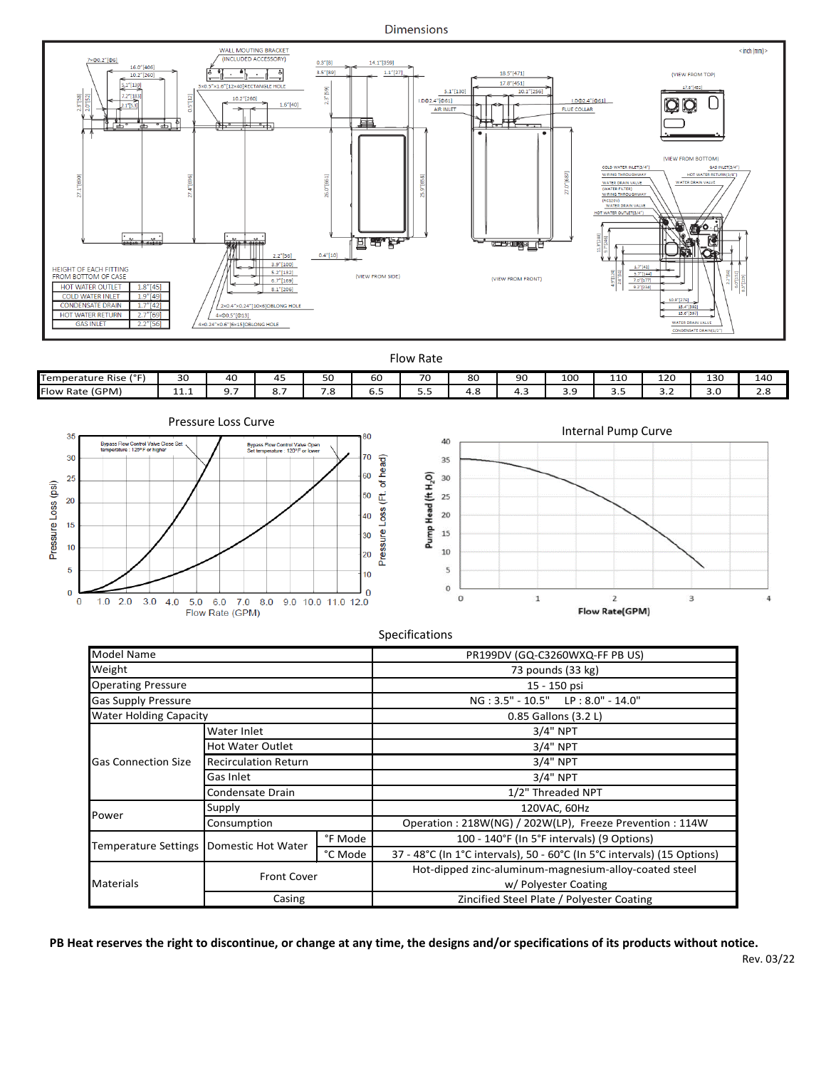## Dimensions

<inch [mm]>

WALL MOUTING BRACKET (INCLUDED ACCESSORY)

HEIGHT OF EACH FITTING FROM BOTTOM OF CASE

| | |
|---|---|
| HOT WATER OUTLET | 1.8"[45] |
| COLD WATER INLET | 1.9"[49] |
| CONDENSATE DRAIN | 1.7"[42] |
| HOT WATER RETURN | 2.7"[69] |
| GAS INLET | 2.2"[56] |

(VIEW FROM SIDE)

(VIEW FROM FRONT)

(VIEW FROM TOP)

(VIEW FROM BOTTOM)

AIR INLET

FLUE COLLAR

COLD WATER INLET(3/4")

WIRING THROUGHWAY

WATER DRAIN VALVE (WATER FILTER)

WIRING THROUGHWAY (AC120V)

WATER DRAIN VALVE

HOT WATER OUTLET(3/4")

GAS INLET(3/4")

HOT WATER RETURN(3/4")

WATER DRAIN VALVE

CONDENSATE DRAIN(1/2")

## Flow Rate

| Temperature Rise (°F) | 30 | 40 | 45 | 50 | 60 | 70 | 80 | 90 | 100 | 110 | 120 | 130 | 140 |
|---|---|---|---|---|---|---|---|---|---|---|---|---|---|
| Flow Rate (GPM) | 11.1 | 9.7 | 8.7 | 7.8 | 6.5 | 5.5 | 4.8 | 4.3 | 3.9 | 3.5 | 3.2 | 3.0 | 2.8 |

## Pressure Loss Curve

Bypass Flow Control Valve Close Set temperature : 125°F or higher

Bypass Flow Control Valve Open Set temperature : 120°F or lower

Pressure Loss (psi)

Pressure Loss (Ft. of head)

Flow Rate (GPM)

## Internal Pump Curve

Pump Head (ft $H_2O$)

Flow Rate(GPM)

## Specifications

| | | | |
|---|---|---|---|
| Model Name | | | PR199DV (GQ-C3260WXQ-FF PB US) |
| Weight | | | 73 pounds (33 kg) |
| Operating Pressure | | | 15 - 150 psi |
| Gas Supply Pressure | | | NG : 3.5" - 10.5"   LP : 8.0" - 14.0" |
| Water Holding Capacity | | | 0.85 Gallons (3.2 L) |
| Gas Connection Size | Water Inlet | | 3/4" NPT |
| | Hot Water Outlet | | 3/4" NPT |
| | Recirculation Return | | 3/4" NPT |
| | Gas Inlet | | 3/4" NPT |
| | Condensate Drain | | 1/2" Threaded NPT |
| Power | Supply | | 120VAC, 60Hz |
| | Consumption | | Operation : 218W(NG) / 202W(LP), Freeze Prevention : 114W |
| Temperature Settings | Domestic Hot Water | °F Mode | 100 - 140°F (In 5°F intervals) (9 Options) |
| | | °C Mode | 37 - 48°C (In 1°C intervals), 50 - 60°C (In 5°C intervals) (15 Options) |
| Materials | Front Cover | | Hot-dipped zinc-aluminum-magnesium-alloy-coated steel w/ Polyester Coating |
| | Casing | | Zincified Steel Plate / Polyester Coating |

**PB Heat reserves the right to discontinue, or change at any time, the designs and/or specifications of its products without notice.**

Rev. 03/22